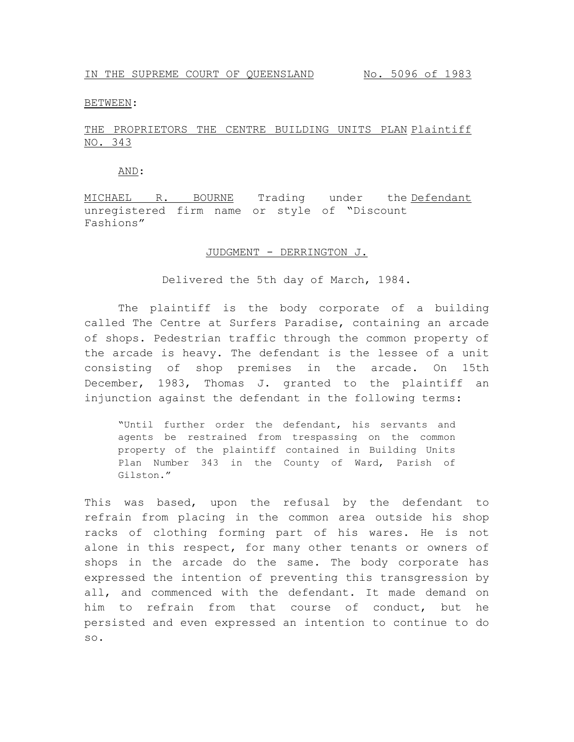IN THE SUPREME COURT OF QUEENSLAND No. 5096 of 1983

BETWEEN:

THE PROPRIETORS THE CENTRE BUILDING UNITS PLAN NO. 343 Plaintiff

AND:

MICHAEL R. BOURNE Trading under the unregistered firm name or style of "Discount Fashions" Defendant

JUDGMENT - DERRINGTON J.

Delivered the 5th day of March, 1984.

The plaintiff is the body corporate of a building called The Centre at Surfers Paradise, containing an arcade of shops. Pedestrian traffic through the common property of the arcade is heavy. The defendant is the lessee of a unit consisting of shop premises in the arcade. On 15th December, 1983, Thomas J. granted to the plaintiff an injunction against the defendant in the following terms:

> "Until further order the defendant, his servants and agents be restrained from trespassing on the common property of the plaintiff contained in Building Units Plan Number 343 in the County of Ward, Parish of Gilston."

This was based, upon the refusal by the defendant to refrain from placing in the common area outside his shop racks of clothing forming part of his wares. He is not alone in this respect, for many other tenants or owners of shops in the arcade do the same. The body corporate has expressed the intention of preventing this transgression by all, and commenced with the defendant. It made demand on him to refrain from that course of conduct, but he persisted and even expressed an intention to continue to do so.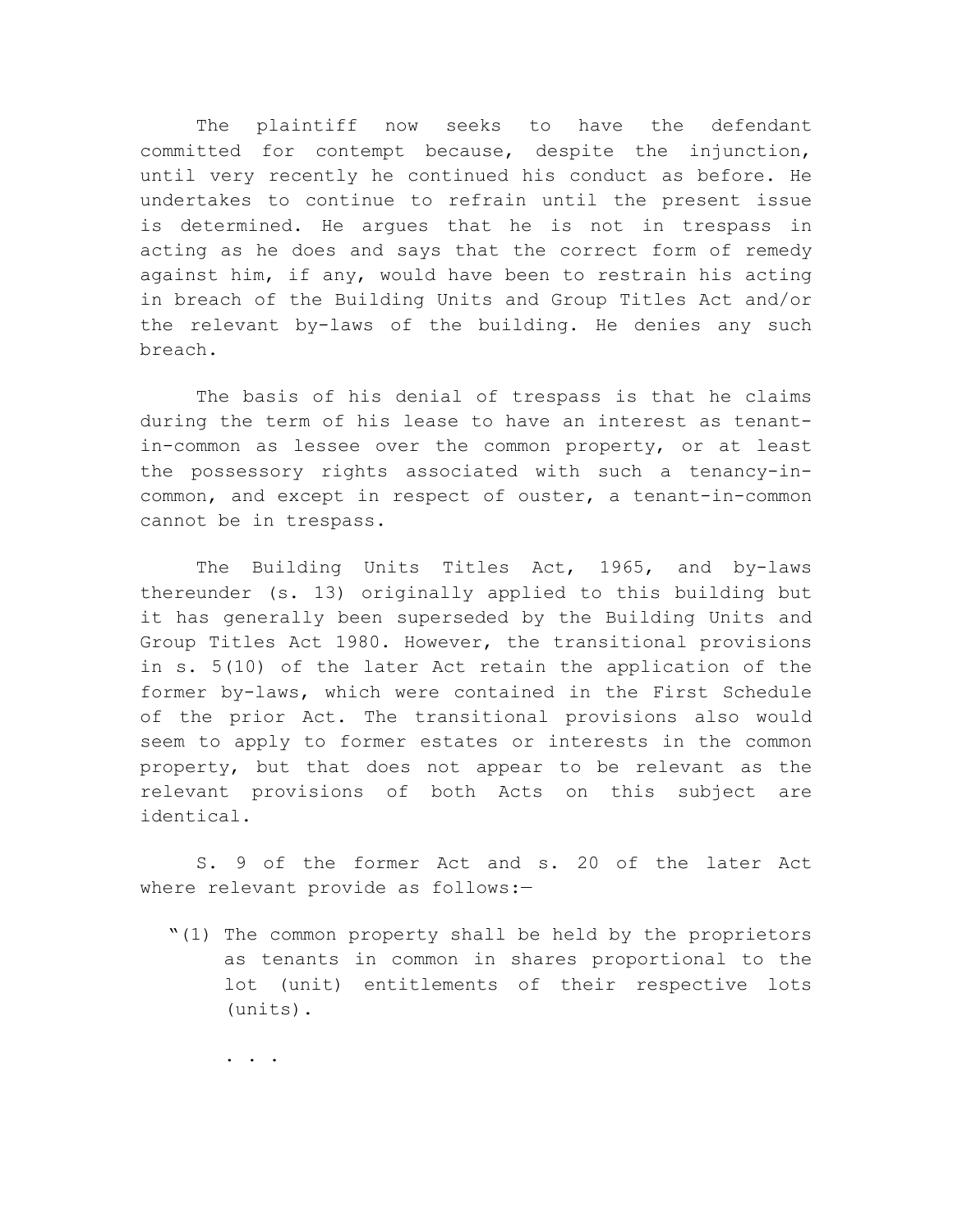The plaintiff now seeks to have the defendant committed for contempt because, despite the injunction, until very recently he continued his conduct as before. He undertakes to continue to refrain until the present issue is determined. He argues that he is not in trespass in acting as he does and says that the correct form of remedy against him, if any, would have been to restrain his acting in breach of the Building Units and Group Titles Act and/or the relevant by-laws of the building. He denies any such breach.

The basis of his denial of trespass is that he claims during the term of his lease to have an interest as tenant-in-common as lessee over the common property, or at least the possessory rights associated with such a tenancy-in-common, and except in respect of ouster, a tenant-in-common cannot be in trespass.

The Building Units Titles Act, 1965, and by-laws thereunder (s. 13) originally applied to this building but it has generally been superseded by the Building Units and Group Titles Act 1980. However, the transitional provisions in s. 5(10) of the later Act retain the application of the former by-laws, which were contained in the First Schedule of the prior Act. The transitional provisions also would seem to apply to former estates or interests in the common property, but that does not appear to be relevant as the relevant provisions of both Acts on this subject are identical.

S. 9 of the former Act and s. 20 of the later Act where relevant provide as follows:—

> "(1) The common property shall be held by the proprietors as tenants in common in shares proportional to the lot (unit) entitlements of their respective lots (units).
>
> . . .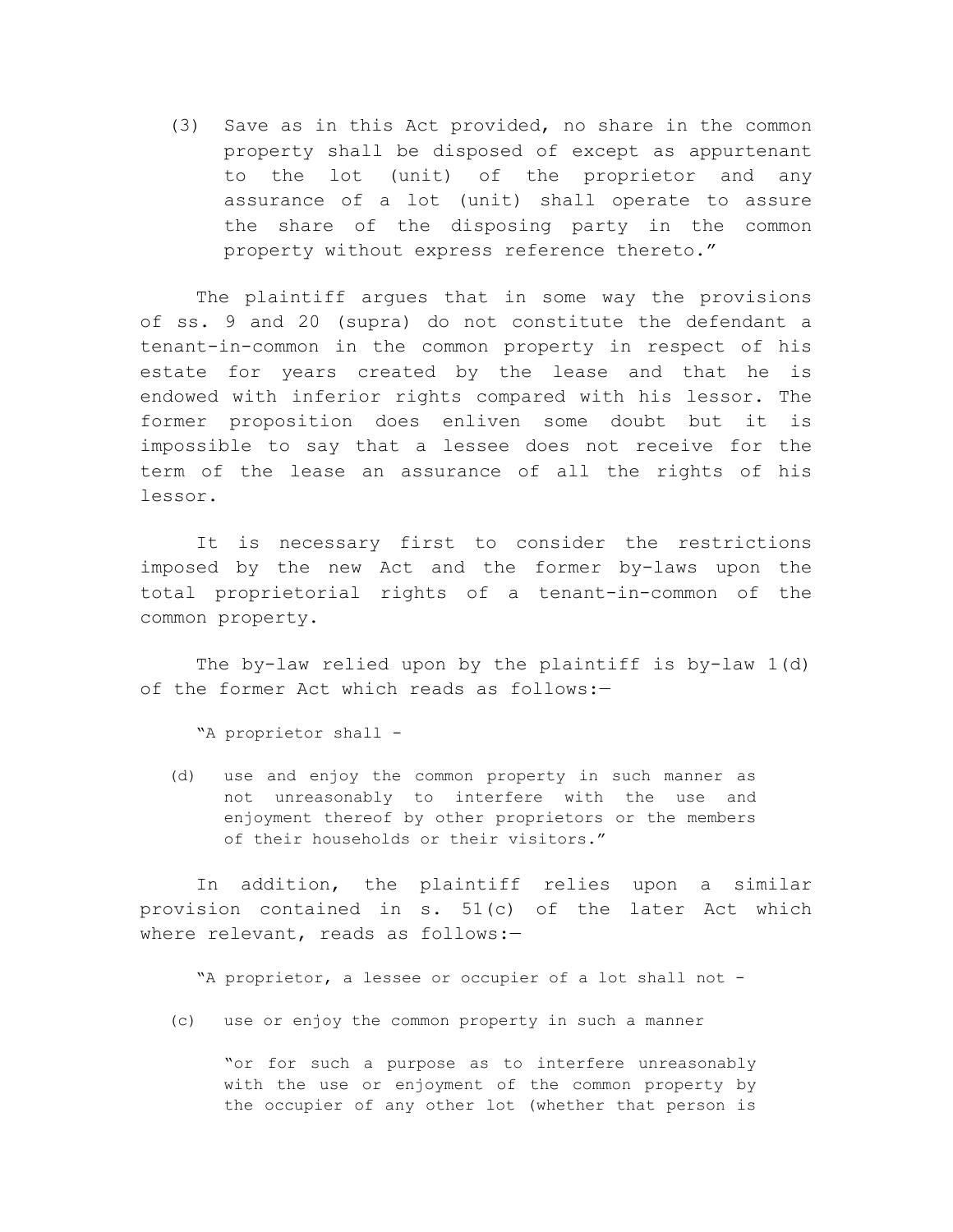(3) Save as in this Act provided, no share in the common property shall be disposed of except as appurtenant to the lot (unit) of the proprietor and any assurance of a lot (unit) shall operate to assure the share of the disposing party in the common property without express reference thereto."

The plaintiff argues that in some way the provisions of ss. 9 and 20 (supra) do not constitute the defendant a tenant-in-common in the common property in respect of his estate for years created by the lease and that he is endowed with inferior rights compared with his lessor. The former proposition does enliven some doubt but it is impossible to say that a lessee does not receive for the term of the lease an assurance of all the rights of his lessor.

It is necessary first to consider the restrictions imposed by the new Act and the former by-laws upon the total proprietorial rights of a tenant-in-common of the common property.

The by-law relied upon by the plaintiff is by-law 1(d) of the former Act which reads as follows:—

"A proprietor shall -

(d) use and enjoy the common property in such manner as not unreasonably to interfere with the use and enjoyment thereof by other proprietors or the members of their households or their visitors."

In addition, the plaintiff relies upon a similar provision contained in s. 51(c) of the later Act which where relevant, reads as follows:—

"A proprietor, a lessee or occupier of a lot shall not -

(c) use or enjoy the common property in such a manner

"or for such a purpose as to interfere unreasonably with the use or enjoyment of the common property by the occupier of any other lot (whether that person is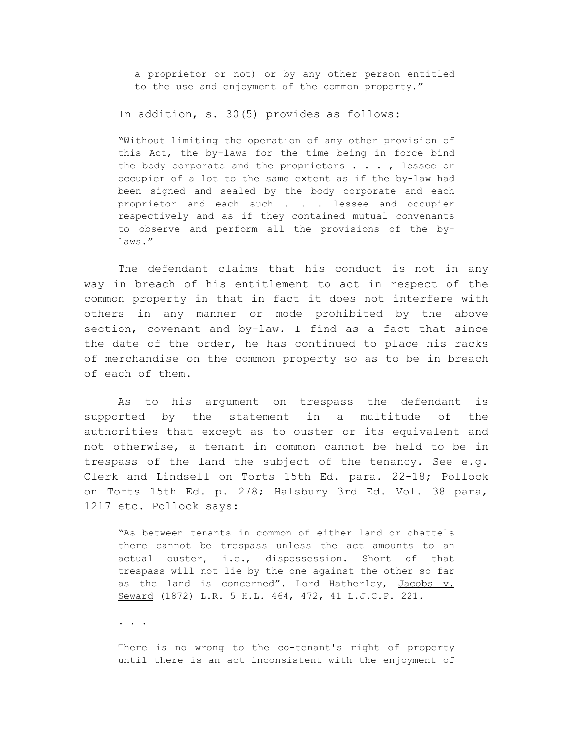> a proprietor or not) or by any other person entitled to the use and enjoyment of the common property."

In addition, s. 30(5) provides as follows:—

> "Without limiting the operation of any other provision of this Act, the by-laws for the time being in force bind the body corporate and the proprietors . . . , lessee or occupier of a lot to the same extent as if the by-law had been signed and sealed by the body corporate and each proprietor and each such . . . lessee and occupier respectively and as if they contained mutual convenants to observe and perform all the provisions of the by-laws."

The defendant claims that his conduct is not in any way in breach of his entitlement to act in respect of the common property in that in fact it does not interfere with others in any manner or mode prohibited by the above section, covenant and by-law. I find as a fact that since the date of the order, he has continued to place his racks of merchandise on the common property so as to be in breach of each of them.

As to his argument on trespass the defendant is supported by the statement in a multitude of the authorities that except as to ouster or its equivalent and not otherwise, a tenant in common cannot be held to be in trespass of the land the subject of the tenancy. See e.g. Clerk and Lindsell on Torts 15th Ed. para. 22-18; Pollock on Torts 15th Ed. p. 278; Halsbury 3rd Ed. Vol. 38 para, 1217 etc. Pollock says:—

> "As between tenants in common of either land or chattels there cannot be trespass unless the act amounts to an actual ouster, i.e., dispossession. Short of that trespass will not lie by the one against the other so far as the land is concerned". Lord Hatherley, Jacobs v. Seward (1872) L.R. 5 H.L. 464, 472, 41 L.J.C.P. 221.
>
> . . .
>
> There is no wrong to the co-tenant's right of property until there is an act inconsistent with the enjoyment of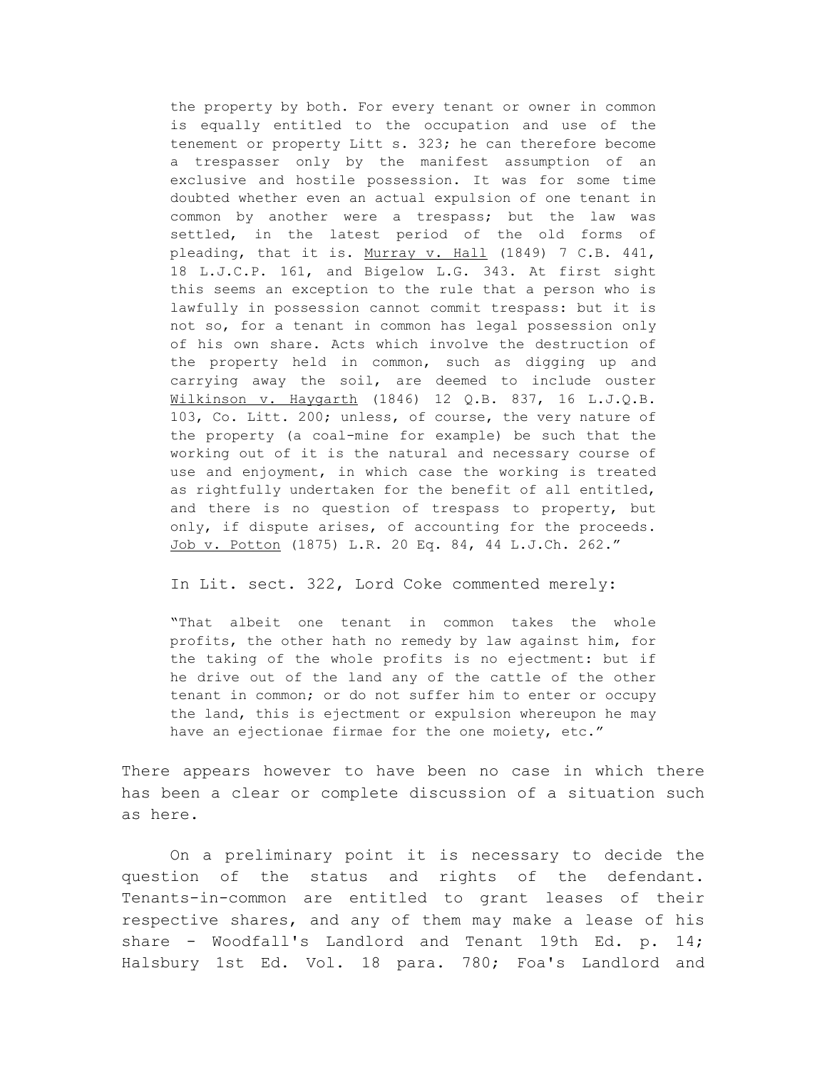> the property by both. For every tenant or owner in common is equally entitled to the occupation and use of the tenement or property Litt s. 323; he can therefore become a trespasser only by the manifest assumption of an exclusive and hostile possession. It was for some time doubted whether even an actual expulsion of one tenant in common by another were a trespass; but the law was settled, in the latest period of the old forms of pleading, that it is. Murray v. Hall (1849) 7 C.B. 441, 18 L.J.C.P. 161, and Bigelow L.G. 343. At first sight this seems an exception to the rule that a person who is lawfully in possession cannot commit trespass: but it is not so, for a tenant in common has legal possession only of his own share. Acts which involve the destruction of the property held in common, such as digging up and carrying away the soil, are deemed to include ouster Wilkinson v. Haygarth (1846) 12 Q.B. 837, 16 L.J.Q.B. 103, Co. Litt. 200; unless, of course, the very nature of the property (a coal-mine for example) be such that the working out of it is the natural and necessary course of use and enjoyment, in which case the working is treated as rightfully undertaken for the benefit of all entitled, and there is no question of trespass to property, but only, if dispute arises, of accounting for the proceeds. Job v. Potton (1875) L.R. 20 Eq. 84, 44 L.J.Ch. 262."

In Lit. sect. 322, Lord Coke commented merely:

> "That albeit one tenant in common takes the whole profits, the other hath no remedy by law against him, for the taking of the whole profits is no ejectment: but if he drive out of the land any of the cattle of the other tenant in common; or do not suffer him to enter or occupy the land, this is ejectment or expulsion whereupon he may have an ejectionae firmae for the one moiety, etc."

There appears however to have been no case in which there has been a clear or complete discussion of a situation such as here.

On a preliminary point it is necessary to decide the question of the status and rights of the defendant. Tenants-in-common are entitled to grant leases of their respective shares, and any of them may make a lease of his share - Woodfall's Landlord and Tenant 19th Ed. p. 14; Halsbury 1st Ed. Vol. 18 para. 780; Foa's Landlord and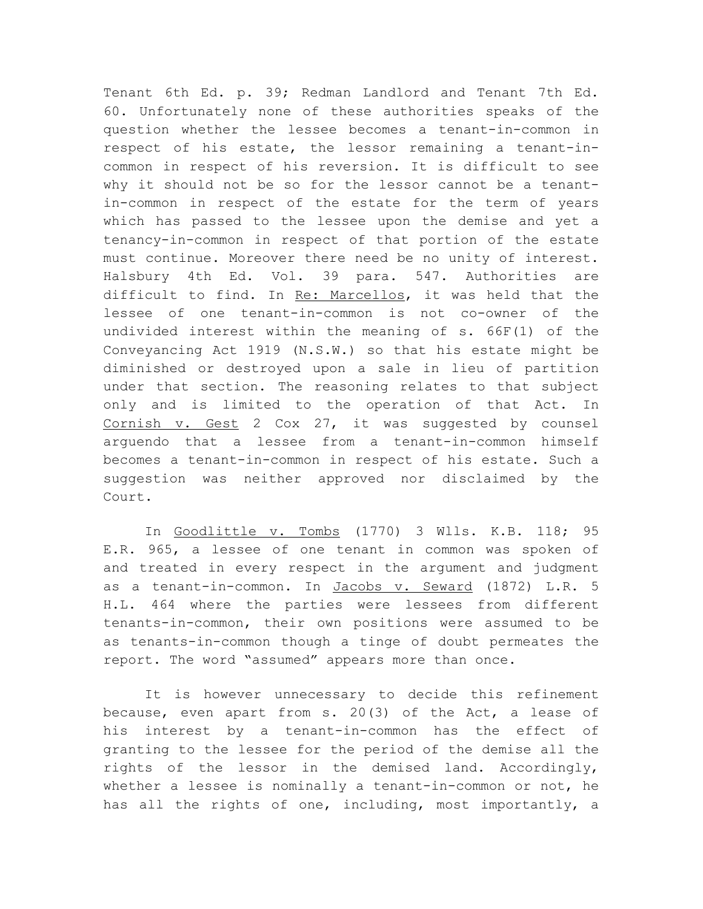Tenant 6th Ed. p. 39; Redman Landlord and Tenant 7th Ed. 60. Unfortunately none of these authorities speaks of the question whether the lessee becomes a tenant-in-common in respect of his estate, the lessor remaining a tenant-in-common in respect of his reversion. It is difficult to see why it should not be so for the lessor cannot be a tenant-in-common in respect of the estate for the term of years which has passed to the lessee upon the demise and yet a tenancy-in-common in respect of that portion of the estate must continue. Moreover there need be no unity of interest. Halsbury 4th Ed. Vol. 39 para. 547. Authorities are difficult to find. In <u>Re: Marcellos</u>, it was held that the lessee of one tenant-in-common is not co-owner of the undivided interest within the meaning of s. 66F(1) of the Conveyancing Act 1919 (N.S.W.) so that his estate might be diminished or destroyed upon a sale in lieu of partition under that section. The reasoning relates to that subject only and is limited to the operation of that Act. In <u>Cornish v. Gest</u> 2 Cox 27, it was suggested by counsel arguendo that a lessee from a tenant-in-common himself becomes a tenant-in-common in respect of his estate. Such a suggestion was neither approved nor disclaimed by the Court.

In <u>Goodlittle v. Tombs</u> (1770) 3 Wlls. K.B. 118; 95 E.R. 965, a lessee of one tenant in common was spoken of and treated in every respect in the argument and judgment as a tenant-in-common. In <u>Jacobs v. Seward</u> (1872) L.R. 5 H.L. 464 where the parties were lessees from different tenants-in-common, their own positions were assumed to be as tenants-in-common though a tinge of doubt permeates the report. The word "assumed" appears more than once.

It is however unnecessary to decide this refinement because, even apart from s. 20(3) of the Act, a lease of his interest by a tenant-in-common has the effect of granting to the lessee for the period of the demise all the rights of the lessor in the demised land. Accordingly, whether a lessee is nominally a tenant-in-common or not, he has all the rights of one, including, most importantly, a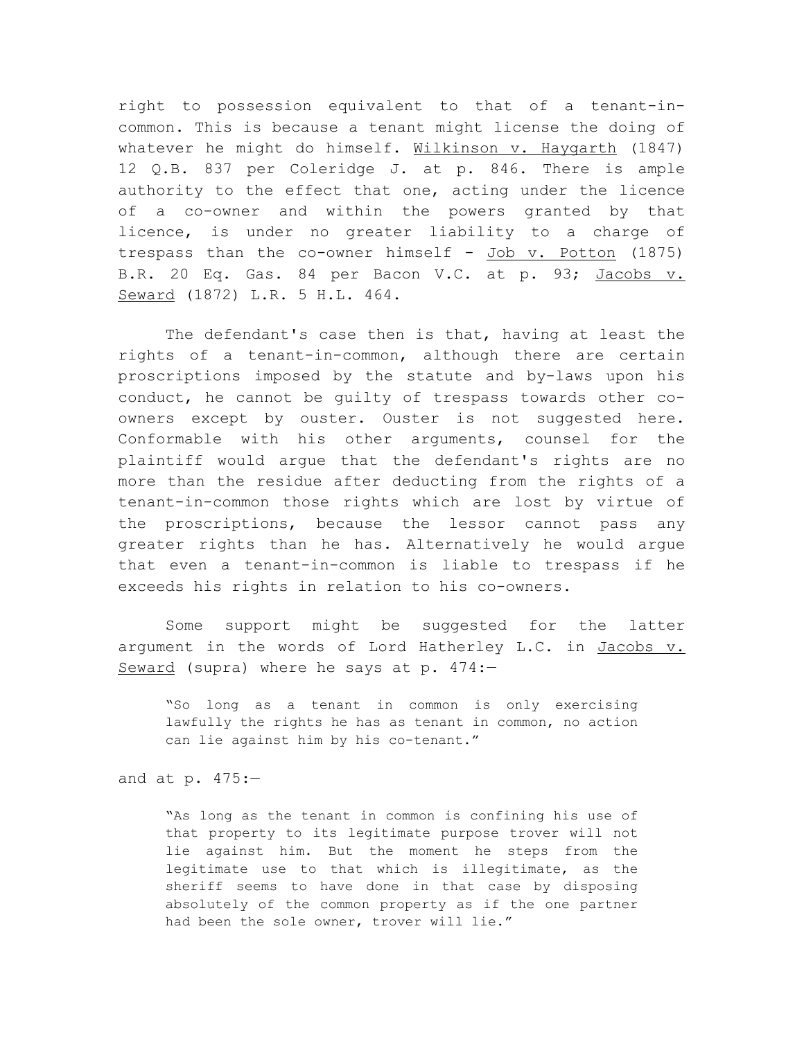right to possession equivalent to that of a tenant-in-common. This is because a tenant might license the doing of whatever he might do himself. Wilkinson v. Haygarth (1847) 12 Q.B. 837 per Coleridge J. at p. 846. There is ample authority to the effect that one, acting under the licence of a co-owner and within the powers granted by that licence, is under no greater liability to a charge of trespass than the co-owner himself - Job v. Potton (1875) B.R. 20 Eq. Gas. 84 per Bacon V.C. at p. 93; Jacobs v. Seward (1872) L.R. 5 H.L. 464.

The defendant's case then is that, having at least the rights of a tenant-in-common, although there are certain proscriptions imposed by the statute and by-laws upon his conduct, he cannot be guilty of trespass towards other co-owners except by ouster. Ouster is not suggested here. Conformable with his other arguments, counsel for the plaintiff would argue that the defendant's rights are no more than the residue after deducting from the rights of a tenant-in-common those rights which are lost by virtue of the proscriptions, because the lessor cannot pass any greater rights than he has. Alternatively he would argue that even a tenant-in-common is liable to trespass if he exceeds his rights in relation to his co-owners.

Some support might be suggested for the latter argument in the words of Lord Hatherley L.C. in Jacobs v. Seward (supra) where he says at p. 474:—

> "So long as a tenant in common is only exercising lawfully the rights he has as tenant in common, no action can lie against him by his co-tenant."

and at p. 475:—

> "As long as the tenant in common is confining his use of that property to its legitimate purpose trover will not lie against him. But the moment he steps from the legitimate use to that which is illegitimate, as the sheriff seems to have done in that case by disposing absolutely of the common property as if the one partner had been the sole owner, trover will lie."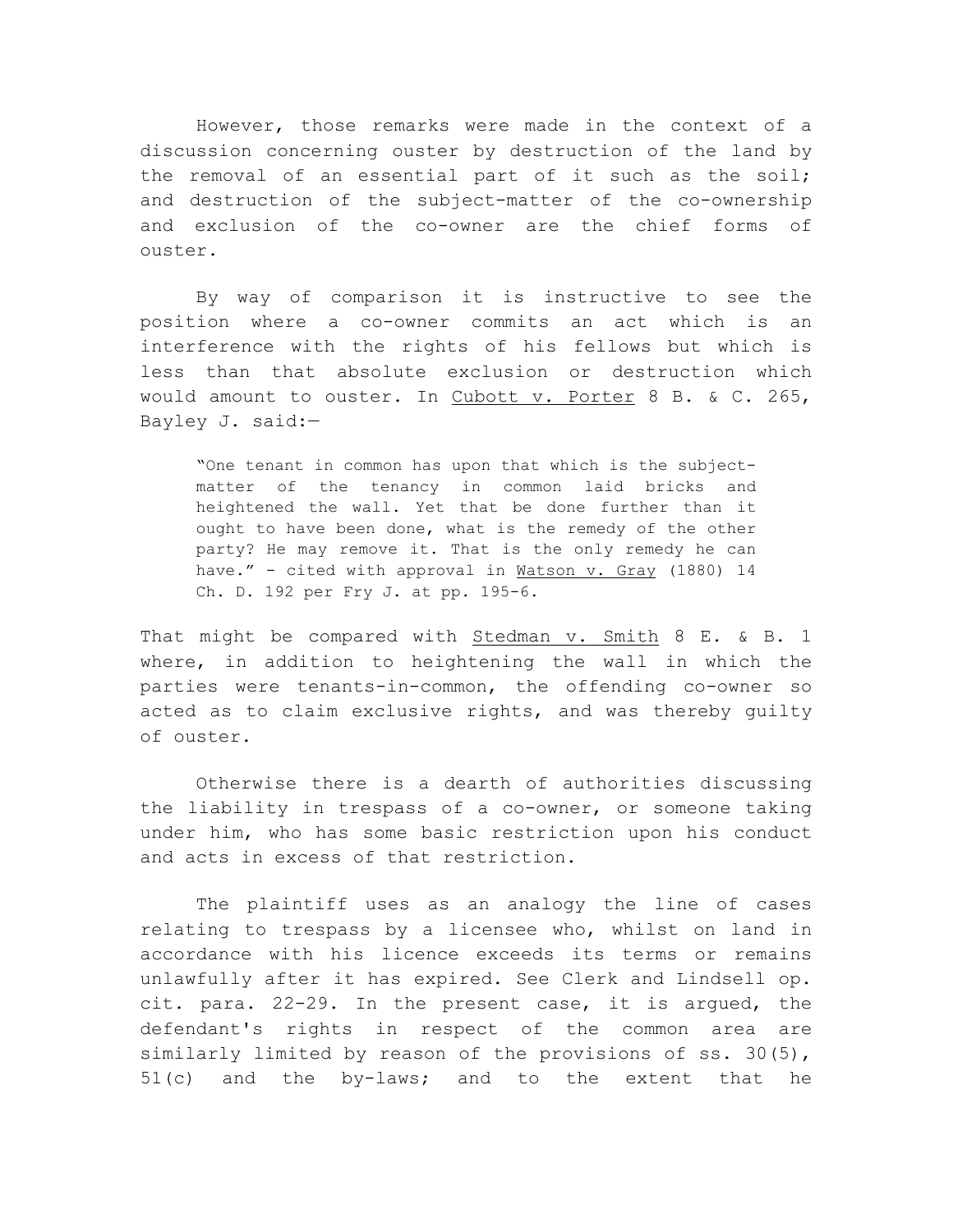However, those remarks were made in the context of a discussion concerning ouster by destruction of the land by the removal of an essential part of it such as the soil; and destruction of the subject-matter of the co-ownership and exclusion of the co-owner are the chief forms of ouster.

By way of comparison it is instructive to see the position where a co-owner commits an act which is an interference with the rights of his fellows but which is less than that absolute exclusion or destruction which would amount to ouster. In Cubott v. Porter 8 B. & C. 265, Bayley J. said:—

> "One tenant in common has upon that which is the subject-matter of the tenancy in common laid bricks and heightened the wall. Yet that be done further than it ought to have been done, what is the remedy of the other party? He may remove it. That is the only remedy he can have." - cited with approval in Watson v. Gray (1880) 14 Ch. D. 192 per Fry J. at pp. 195-6.

That might be compared with Stedman v. Smith 8 E. & B. 1 where, in addition to heightening the wall in which the parties were tenants-in-common, the offending co-owner so acted as to claim exclusive rights, and was thereby guilty of ouster.

Otherwise there is a dearth of authorities discussing the liability in trespass of a co-owner, or someone taking under him, who has some basic restriction upon his conduct and acts in excess of that restriction.

The plaintiff uses as an analogy the line of cases relating to trespass by a licensee who, whilst on land in accordance with his licence exceeds its terms or remains unlawfully after it has expired. See Clerk and Lindsell op. cit. para. 22-29. In the present case, it is argued, the defendant's rights in respect of the common area are similarly limited by reason of the provisions of ss. 30(5), 51(c) and the by-laws; and to the extent that he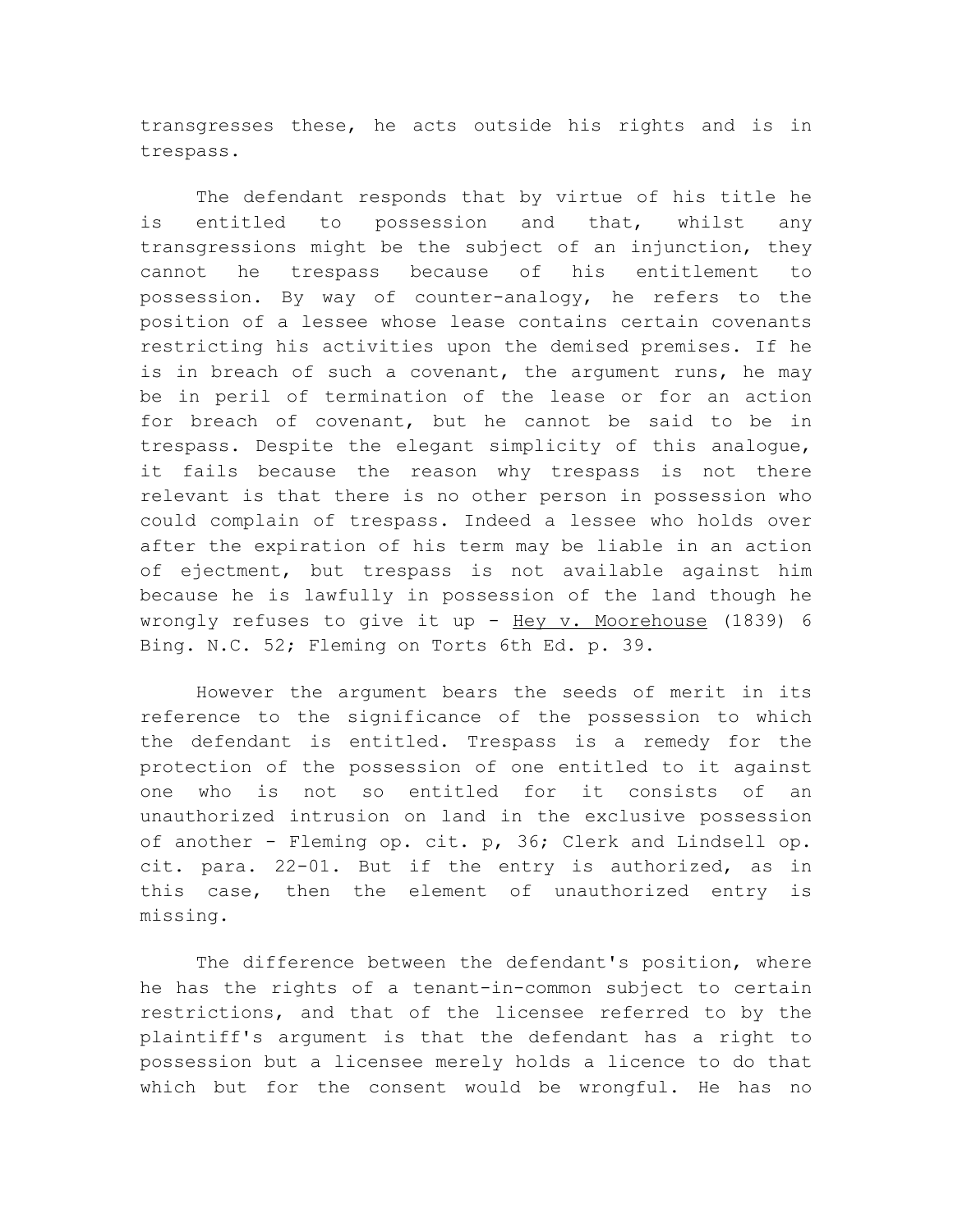transgresses these, he acts outside his rights and is in trespass.

The defendant responds that by virtue of his title he is entitled to possession and that, whilst any transgressions might be the subject of an injunction, they cannot he trespass because of his entitlement to possession. By way of counter-analogy, he refers to the position of a lessee whose lease contains certain covenants restricting his activities upon the demised premises. If he is in breach of such a covenant, the argument runs, he may be in peril of termination of the lease or for an action for breach of covenant, but he cannot be said to be in trespass. Despite the elegant simplicity of this analogue, it fails because the reason why trespass is not there relevant is that there is no other person in possession who could complain of trespass. Indeed a lessee who holds over after the expiration of his term may be liable in an action of ejectment, but trespass is not available against him because he is lawfully in possession of the land though he wrongly refuses to give it up - Hey v. Moorehouse (1839) 6 Bing. N.C. 52; Fleming on Torts 6th Ed. p. 39.

However the argument bears the seeds of merit in its reference to the significance of the possession to which the defendant is entitled. Trespass is a remedy for the protection of the possession of one entitled to it against one who is not so entitled for it consists of an unauthorized intrusion on land in the exclusive possession of another - Fleming op. cit. p, 36; Clerk and Lindsell op. cit. para. 22-01. But if the entry is authorized, as in this case, then the element of unauthorized entry is missing.

The difference between the defendant's position, where he has the rights of a tenant-in-common subject to certain restrictions, and that of the licensee referred to by the plaintiff's argument is that the defendant has a right to possession but a licensee merely holds a licence to do that which but for the consent would be wrongful. He has no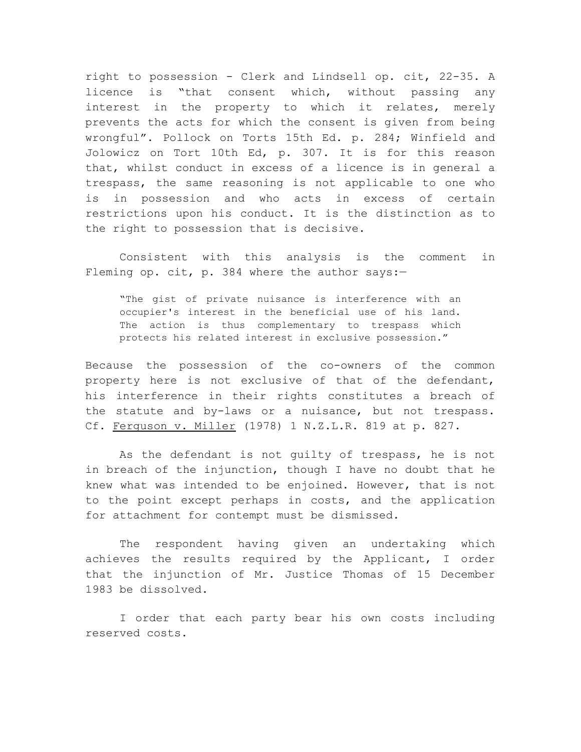right to possession - Clerk and Lindsell op. cit, 22-35. A licence is "that consent which, without passing any interest in the property to which it relates, merely prevents the acts for which the consent is given from being wrongful". Pollock on Torts 15th Ed. p. 284; Winfield and Jolowicz on Tort 10th Ed, p. 307. It is for this reason that, whilst conduct in excess of a licence is in general a trespass, the same reasoning is not applicable to one who is in possession and who acts in excess of certain restrictions upon his conduct. It is the distinction as to the right to possession that is decisive.

Consistent with this analysis is the comment in Fleming op. cit, p. 384 where the author says:—

> "The gist of private nuisance is interference with an occupier's interest in the beneficial use of his land. The action is thus complementary to trespass which protects his related interest in exclusive possession."

Because the possession of the co-owners of the common property here is not exclusive of that of the defendant, his interference in their rights constitutes a breach of the statute and by-laws or a nuisance, but not trespass. Cf. Ferguson v. Miller (1978) 1 N.Z.L.R. 819 at p. 827.

As the defendant is not guilty of trespass, he is not in breach of the injunction, though I have no doubt that he knew what was intended to be enjoined. However, that is not to the point except perhaps in costs, and the application for attachment for contempt must be dismissed.

The respondent having given an undertaking which achieves the results required by the Applicant, I order that the injunction of Mr. Justice Thomas of 15 December 1983 be dissolved.

I order that each party bear his own costs including reserved costs.